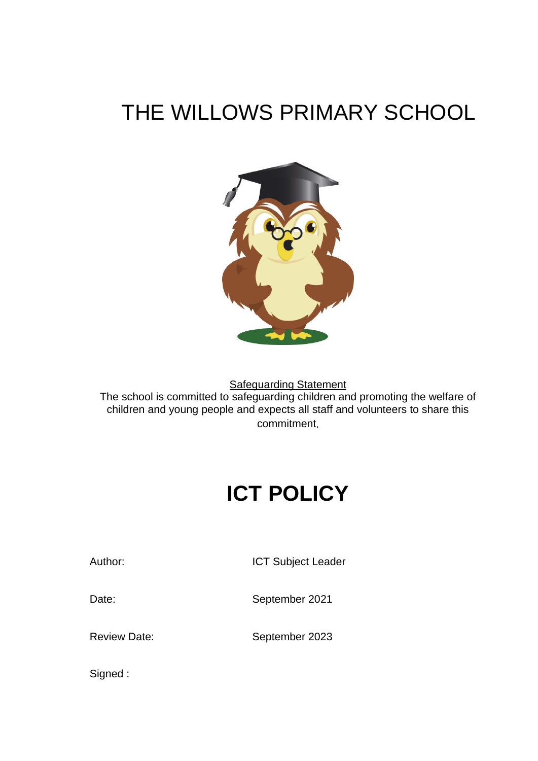# THE WILLOWS PRIMARY SCHOOL

Safeguarding Statement

The school is committed to safeguarding children and promoting the welfare of children and young people and expects all staff and volunteers to share this commitment.

# ICT POLICY

| | |
|---|---|
| Author: | ICT Subject Leader |
| Date: | September 2021 |
| Review Date: | September 2023 |
| Signed : | |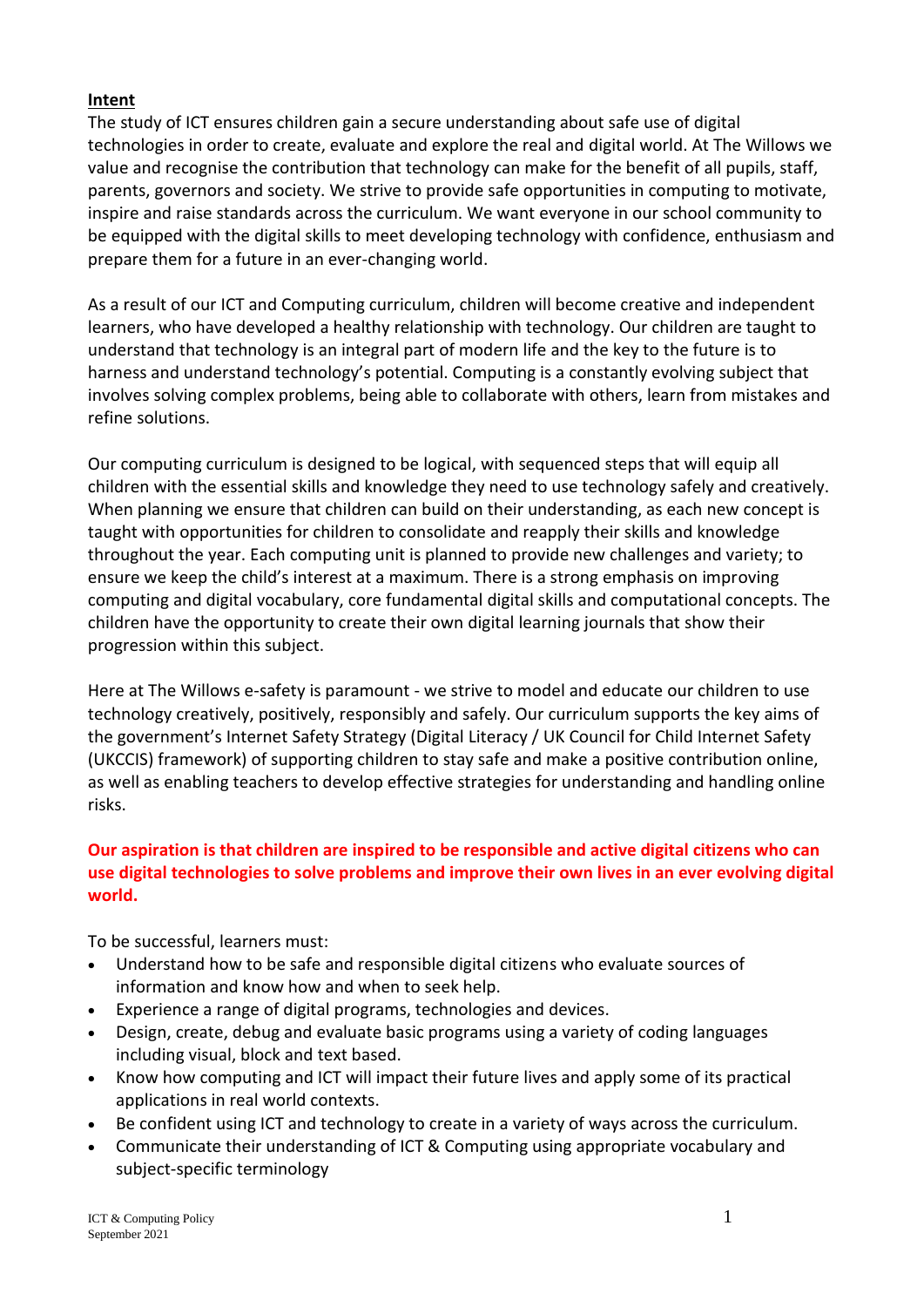**Intent**

The study of ICT ensures children gain a secure understanding about safe use of digital technologies in order to create, evaluate and explore the real and digital world. At The Willows we value and recognise the contribution that technology can make for the benefit of all pupils, staff, parents, governors and society. We strive to provide safe opportunities in computing to motivate, inspire and raise standards across the curriculum. We want everyone in our school community to be equipped with the digital skills to meet developing technology with confidence, enthusiasm and prepare them for a future in an ever-changing world.

As a result of our ICT and Computing curriculum, children will become creative and independent learners, who have developed a healthy relationship with technology. Our children are taught to understand that technology is an integral part of modern life and the key to the future is to harness and understand technology's potential. Computing is a constantly evolving subject that involves solving complex problems, being able to collaborate with others, learn from mistakes and refine solutions.

Our computing curriculum is designed to be logical, with sequenced steps that will equip all children with the essential skills and knowledge they need to use technology safely and creatively. When planning we ensure that children can build on their understanding, as each new concept is taught with opportunities for children to consolidate and reapply their skills and knowledge throughout the year. Each computing unit is planned to provide new challenges and variety; to ensure we keep the child's interest at a maximum. There is a strong emphasis on improving computing and digital vocabulary, core fundamental digital skills and computational concepts. The children have the opportunity to create their own digital learning journals that show their progression within this subject.

Here at The Willows e-safety is paramount - we strive to model and educate our children to use technology creatively, positively, responsibly and safely. Our curriculum supports the key aims of the government's Internet Safety Strategy (Digital Literacy / UK Council for Child Internet Safety (UKCCIS) framework) of supporting children to stay safe and make a positive contribution online, as well as enabling teachers to develop effective strategies for understanding and handling online risks.

**Our aspiration is that children are inspired to be responsible and active digital citizens who can use digital technologies to solve problems and improve their own lives in an ever evolving digital world.**

To be successful, learners must:

- Understand how to be safe and responsible digital citizens who evaluate sources of information and know how and when to seek help.
- Experience a range of digital programs, technologies and devices.
- Design, create, debug and evaluate basic programs using a variety of coding languages including visual, block and text based.
- Know how computing and ICT will impact their future lives and apply some of its practical applications in real world contexts.
- Be confident using ICT and technology to create in a variety of ways across the curriculum.
- Communicate their understanding of ICT & Computing using appropriate vocabulary and subject-specific terminology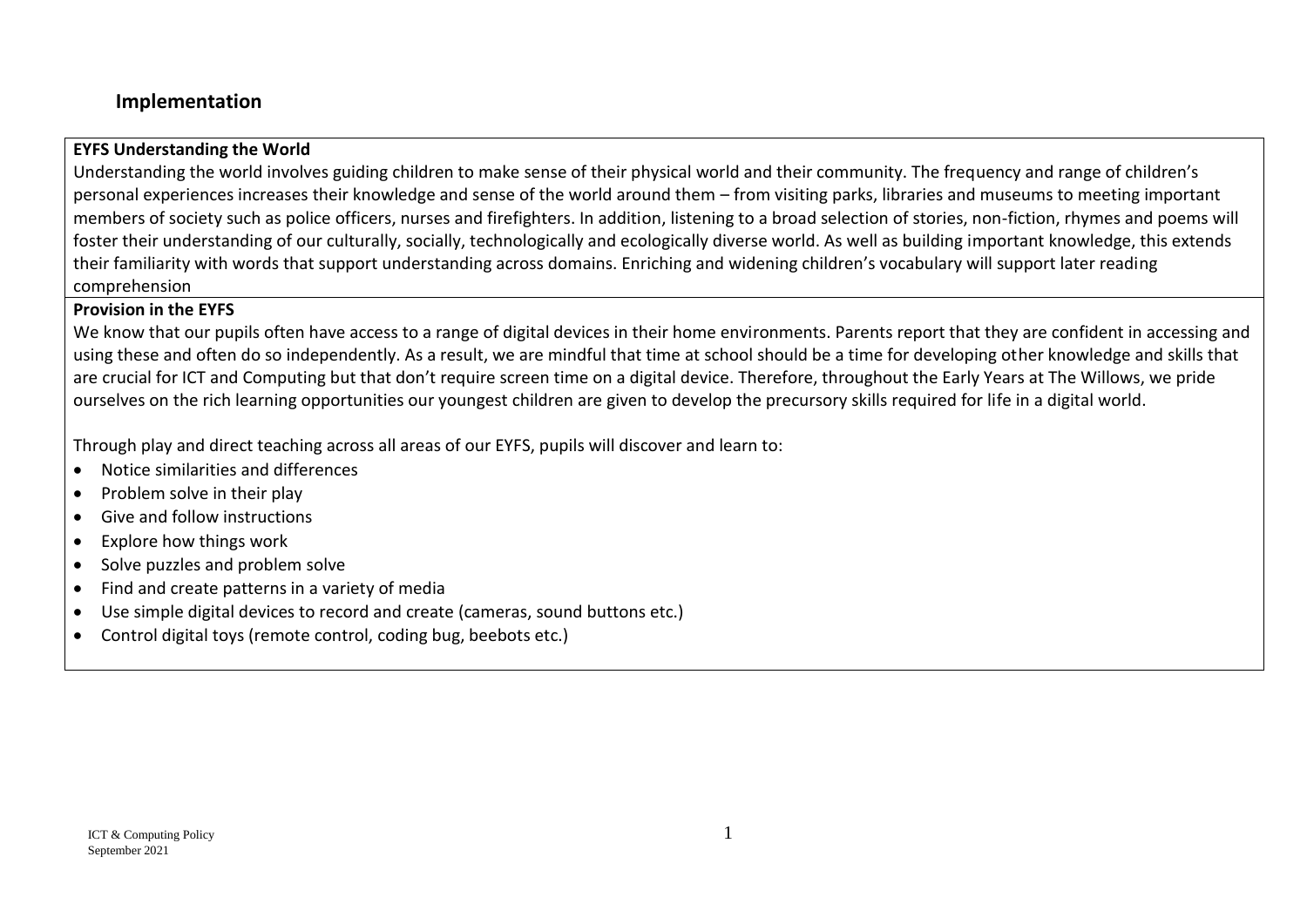## Implementation

**EYFS Understanding the World**

Understanding the world involves guiding children to make sense of their physical world and their community. The frequency and range of children's personal experiences increases their knowledge and sense of the world around them – from visiting parks, libraries and museums to meeting important members of society such as police officers, nurses and firefighters. In addition, listening to a broad selection of stories, non-fiction, rhymes and poems will foster their understanding of our culturally, socially, technologically and ecologically diverse world. As well as building important knowledge, this extends their familiarity with words that support understanding across domains. Enriching and widening children's vocabulary will support later reading comprehension

**Provision in the EYFS**

We know that our pupils often have access to a range of digital devices in their home environments. Parents report that they are confident in accessing and using these and often do so independently. As a result, we are mindful that time at school should be a time for developing other knowledge and skills that are crucial for ICT and Computing but that don't require screen time on a digital device. Therefore, throughout the Early Years at The Willows, we pride ourselves on the rich learning opportunities our youngest children are given to develop the precursory skills required for life in a digital world.

Through play and direct teaching across all areas of our EYFS, pupils will discover and learn to:

- Notice similarities and differences
- Problem solve in their play
- Give and follow instructions
- Explore how things work
- Solve puzzles and problem solve
- Find and create patterns in a variety of media
- Use simple digital devices to record and create (cameras, sound buttons etc.)
- Control digital toys (remote control, coding bug, beebots etc.)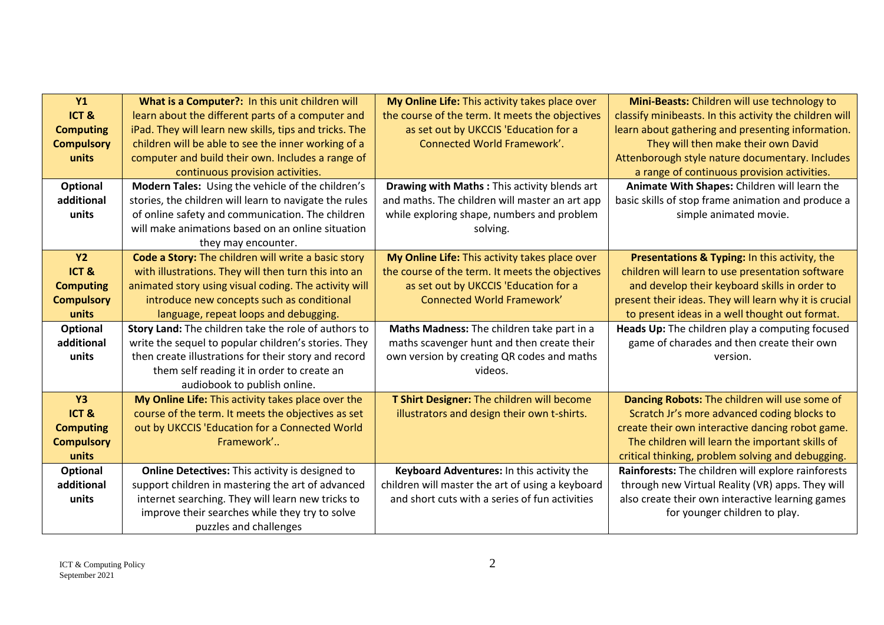| **Y1 ICT & Computing Compulsory units** | **What is a Computer?:** In this unit children will learn about the different parts of a computer and iPad. They will learn new skills, tips and tricks. The children will be able to see the inner working of a computer and build their own. Includes a range of continuous provision activities. | **My Online Life:** This activity takes place over the course of the term. It meets the objectives as set out by UKCCIS 'Education for a Connected World Framework'. | **Mini-Beasts:** Children will use technology to classify minibeasts. In this activity the children will learn about gathering and presenting information. They will then make their own David Attenborough style nature documentary. Includes a range of continuous provision activities. |
|---|---|---|---|
| **Optional additional units** | **Modern Tales:** Using the vehicle of the children's stories, the children will learn to navigate the rules of online safety and communication. The children will make animations based on an online situation they may encounter. | **Drawing with Maths :** This activity blends art and maths. The children will master an art app while exploring shape, numbers and problem solving. | **Animate With Shapes:** Children will learn the basic skills of stop frame animation and produce a simple animated movie. |
| **Y2 ICT & Computing Compulsory units** | **Code a Story:** The children will write a basic story with illustrations. They will then turn this into an animated story using visual coding. The activity will introduce new concepts such as conditional language, repeat loops and debugging. | **My Online Life:** This activity takes place over the course of the term. It meets the objectives as set out by UKCCIS 'Education for a Connected World Framework' | **Presentations & Typing:** In this activity, the children will learn to use presentation software and develop their keyboard skills in order to present their ideas. They will learn why it is crucial to present ideas in a well thought out format. |
| **Optional additional units** | **Story Land:** The children take the role of authors to write the sequel to popular children's stories. They then create illustrations for their story and record them self reading it in order to create an audiobook to publish online. | **Maths Madness:** The children take part in a maths scavenger hunt and then create their own version by creating QR codes and maths videos. | **Heads Up:** The children play a computing focused game of charades and then create their own version. |
| **Y3 ICT & Computing Compulsory units** | **My Online Life:** This activity takes place over the course of the term. It meets the objectives as set out by UKCCIS 'Education for a Connected World Framework'.. | **T Shirt Designer:** The children will become illustrators and design their own t-shirts. | **Dancing Robots:** The children will use some of Scratch Jr's more advanced coding blocks to create their own interactive dancing robot game. The children will learn the important skills of critical thinking, problem solving and debugging. |
| **Optional additional units** | **Online Detectives:** This activity is designed to support children in mastering the art of advanced internet searching. They will learn new tricks to improve their searches while they try to solve puzzles and challenges | **Keyboard Adventures:** In this activity the children will master the art of using a keyboard and short cuts with a series of fun activities | **Rainforests:** The children will explore rainforests through new Virtual Reality (VR) apps. They will also create their own interactive learning games for younger children to play. |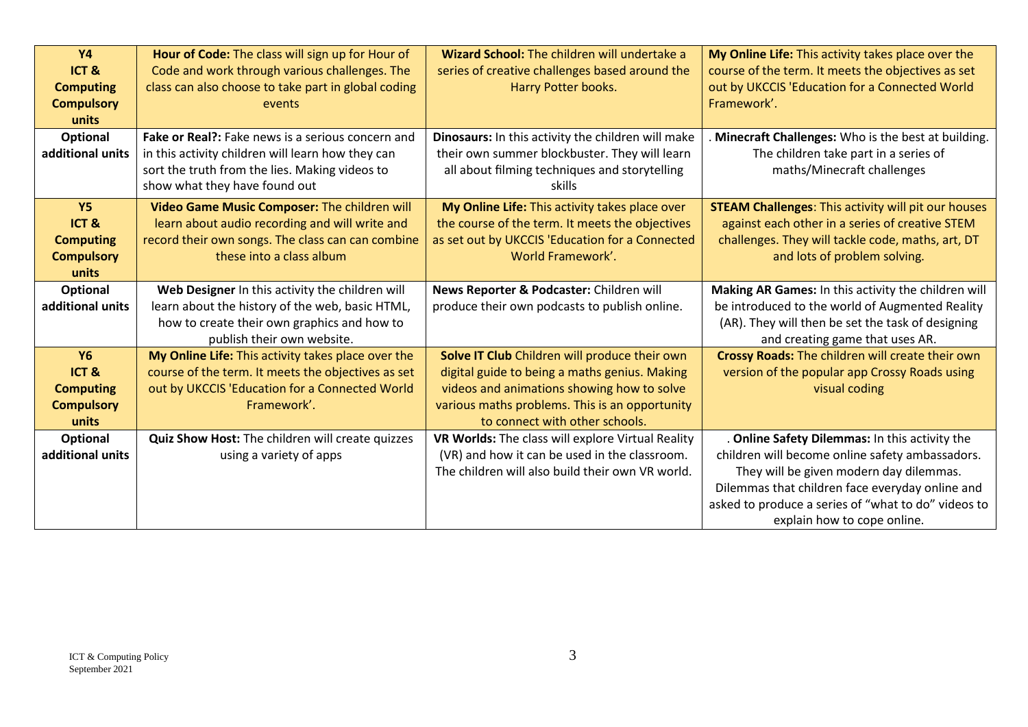| **Y4 ICT & Computing Compulsory units** | **Hour of Code:** The class will sign up for Hour of Code and work through various challenges. The class can also choose to take part in global coding events | **Wizard School:** The children will undertake a series of creative challenges based around the Harry Potter books. | **My Online Life:** This activity takes place over the course of the term. It meets the objectives as set out by UKCCIS 'Education for a Connected World Framework'. |
|---|---|---|---|
| **Optional additional units** | **Fake or Real?:** Fake news is a serious concern and in this activity children will learn how they can sort the truth from the lies. Making videos to show what they have found out | **Dinosaurs:** In this activity the children will make their own summer blockbuster. They will learn all about filming techniques and storytelling skills | . **Minecraft Challenges:** Who is the best at building. The children take part in a series of maths/Minecraft challenges |
| **Y5 ICT & Computing Compulsory units** | **Video Game Music Composer:** The children will learn about audio recording and will write and record their own songs. The class can can combine these into a class album | **My Online Life:** This activity takes place over the course of the term. It meets the objectives as set out by UKCCIS 'Education for a Connected World Framework'. | **STEAM Challenges**: This activity will pit our houses against each other in a series of creative STEM challenges. They will tackle code, maths, art, DT and lots of problem solving. |
| **Optional additional units** | **Web Designer** In this activity the children will learn about the history of the web, basic HTML, how to create their own graphics and how to publish their own website. | **News Reporter & Podcaster:** Children will produce their own podcasts to publish online. | **Making AR Games:** In this activity the children will be introduced to the world of Augmented Reality (AR). They will then be set the task of designing and creating game that uses AR. |
| **Y6 ICT & Computing Compulsory units** | **My Online Life:** This activity takes place over the course of the term. It meets the objectives as set out by UKCCIS 'Education for a Connected World Framework'. | **Solve IT Club** Children will produce their own digital guide to being a maths genius. Making videos and animations showing how to solve various maths problems. This is an opportunity to connect with other schools. | **Crossy Roads:** The children will create their own version of the popular app Crossy Roads using visual coding |
| **Optional additional units** | **Quiz Show Host:** The children will create quizzes using a variety of apps | **VR Worlds:** The class will explore Virtual Reality (VR) and how it can be used in the classroom. The children will also build their own VR world. | . **Online Safety Dilemmas:** In this activity the children will become online safety ambassadors. They will be given modern day dilemmas. Dilemmas that children face everyday online and asked to produce a series of "what to do" videos to explain how to cope online. |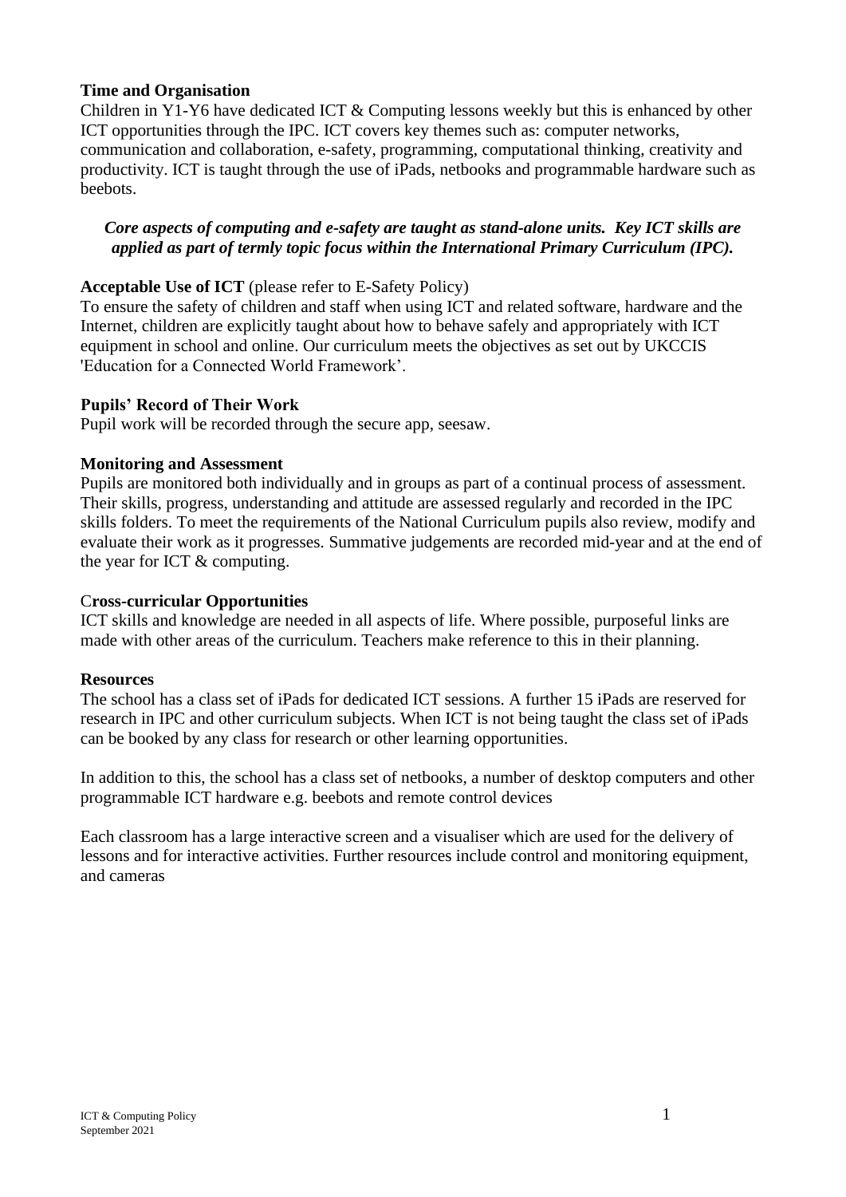**Time and Organisation**

Children in Y1-Y6 have dedicated ICT & Computing lessons weekly but this is enhanced by other ICT opportunities through the IPC. ICT covers key themes such as: computer networks, communication and collaboration, e-safety, programming, computational thinking, creativity and productivity. ICT is taught through the use of iPads, netbooks and programmable hardware such as beebots.

***Core aspects of computing and e-safety are taught as stand-alone units. Key ICT skills are applied as part of termly topic focus within the International Primary Curriculum (IPC).***

**Acceptable Use of ICT** (please refer to E-Safety Policy)

To ensure the safety of children and staff when using ICT and related software, hardware and the Internet, children are explicitly taught about how to behave safely and appropriately with ICT equipment in school and online. Our curriculum meets the objectives as set out by UKCCIS 'Education for a Connected World Framework'.

**Pupils' Record of Their Work**

Pupil work will be recorded through the secure app, seesaw.

**Monitoring and Assessment**

Pupils are monitored both individually and in groups as part of a continual process of assessment. Their skills, progress, understanding and attitude are assessed regularly and recorded in the IPC skills folders. To meet the requirements of the National Curriculum pupils also review, modify and evaluate their work as it progresses. Summative judgements are recorded mid-year and at the end of the year for ICT & computing.

C**ross-curricular Opportunities**

ICT skills and knowledge are needed in all aspects of life. Where possible, purposeful links are made with other areas of the curriculum. Teachers make reference to this in their planning.

**Resources**

The school has a class set of iPads for dedicated ICT sessions. A further 15 iPads are reserved for research in IPC and other curriculum subjects. When ICT is not being taught the class set of iPads can be booked by any class for research or other learning opportunities.

In addition to this, the school has a class set of netbooks, a number of desktop computers and other programmable ICT hardware e.g. beebots and remote control devices

Each classroom has a large interactive screen and a visualiser which are used for the delivery of lessons and for interactive activities. Further resources include control and monitoring equipment, and cameras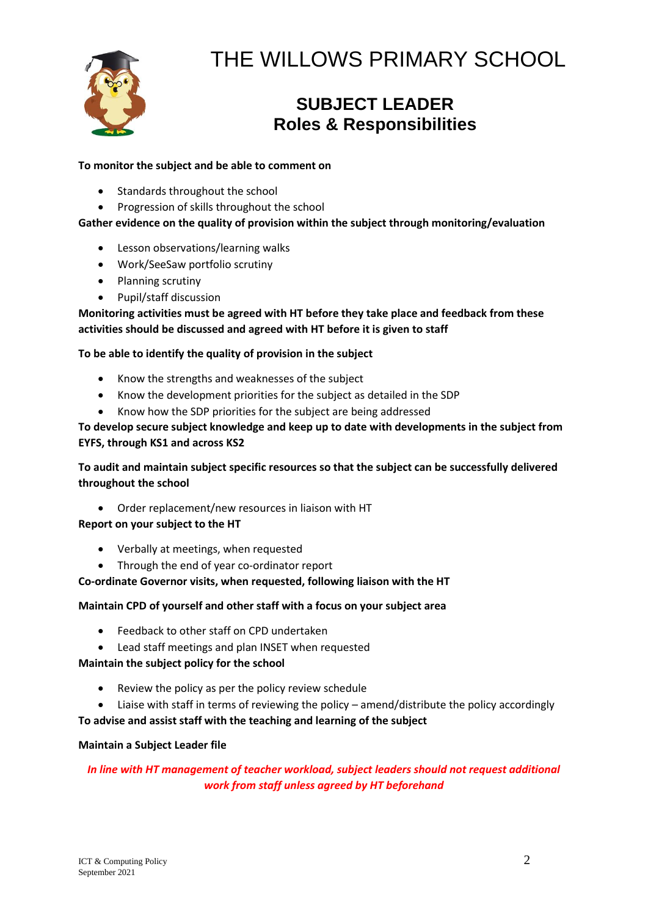# THE WILLOWS PRIMARY SCHOOL

## SUBJECT LEADER
## Roles & Responsibilities

**To monitor the subject and be able to comment on**

- Standards throughout the school
- Progression of skills throughout the school

**Gather evidence on the quality of provision within the subject through monitoring/evaluation**

- Lesson observations/learning walks
- Work/SeeSaw portfolio scrutiny
- Planning scrutiny
- Pupil/staff discussion

**Monitoring activities must be agreed with HT before they take place and feedback from these activities should be discussed and agreed with HT before it is given to staff**

**To be able to identify the quality of provision in the subject**

- Know the strengths and weaknesses of the subject
- Know the development priorities for the subject as detailed in the SDP
- Know how the SDP priorities for the subject are being addressed

**To develop secure subject knowledge and keep up to date with developments in the subject from EYFS, through KS1 and across KS2**

**To audit and maintain subject specific resources so that the subject can be successfully delivered throughout the school**

- Order replacement/new resources in liaison with HT

**Report on your subject to the HT**

- Verbally at meetings, when requested
- Through the end of year co-ordinator report

**Co-ordinate Governor visits, when requested, following liaison with the HT**

**Maintain CPD of yourself and other staff with a focus on your subject area**

- Feedback to other staff on CPD undertaken
- Lead staff meetings and plan INSET when requested

**Maintain the subject policy for the school**

- Review the policy as per the policy review schedule
- Liaise with staff in terms of reviewing the policy – amend/distribute the policy accordingly

**To advise and assist staff with the teaching and learning of the subject**

**Maintain a Subject Leader file**

***In line with HT management of teacher workload, subject leaders should not request additional work from staff unless agreed by HT beforehand***